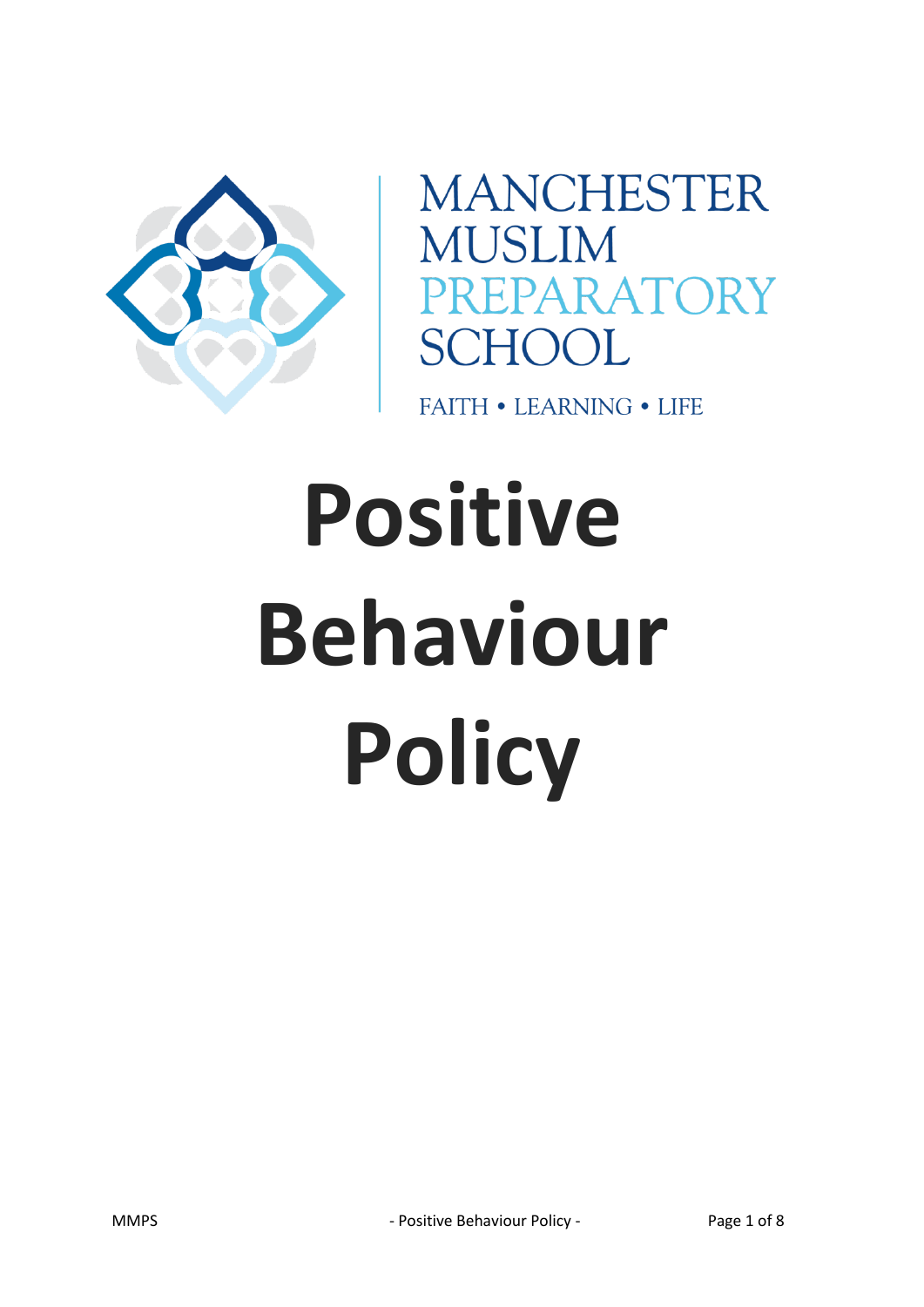MANCHESTER MUSLIM PREPARATORY SCHOOL

FAITH • LEARNING • LIFE

# Positive Behaviour Policy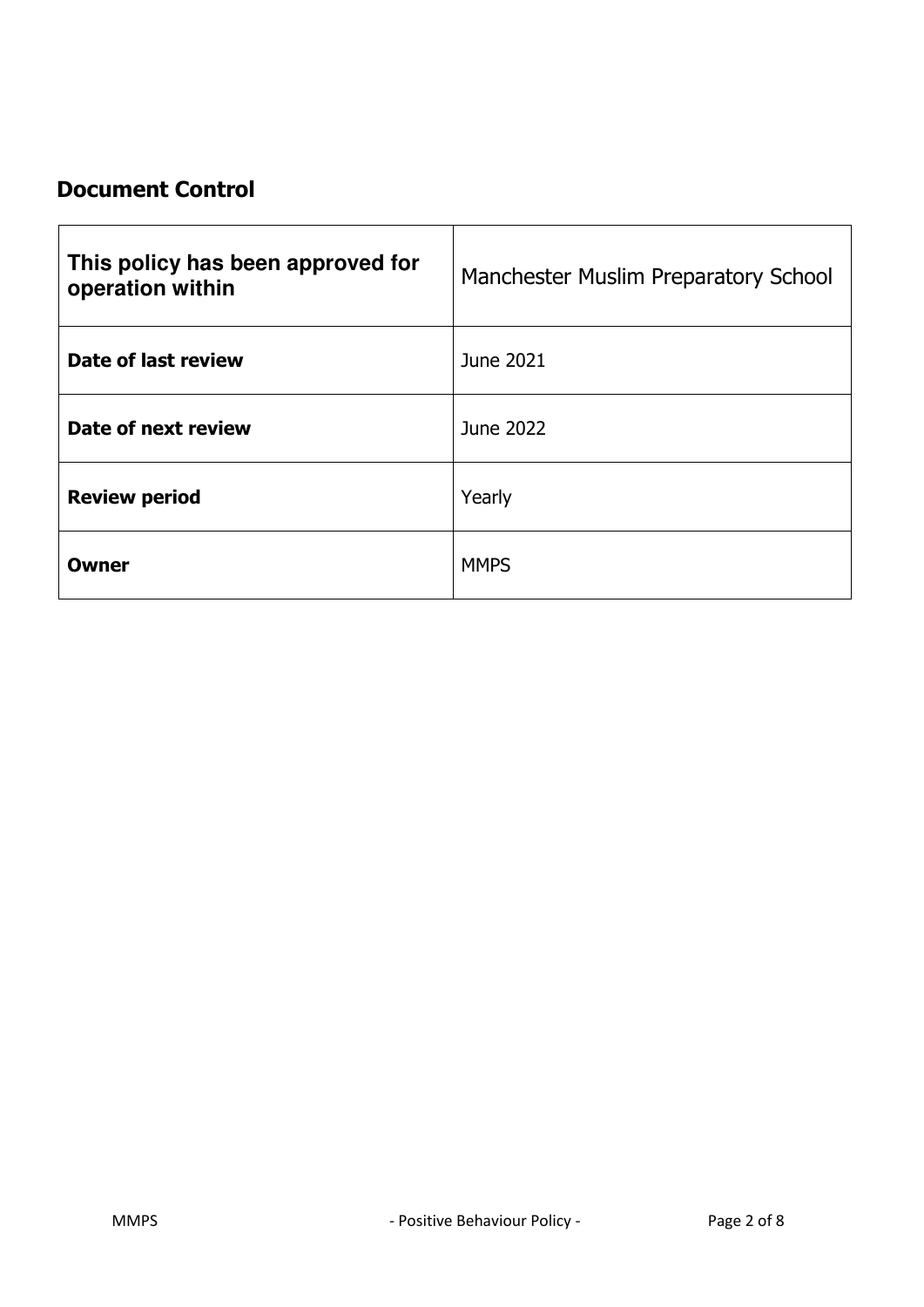## Document Control

| This policy has been approved for operation within | Manchester Muslim Preparatory School |
|---|---|
| **Date of last review** | June 2021 |
| **Date of next review** | June 2022 |
| **Review period** | Yearly |
| **Owner** | MMPS |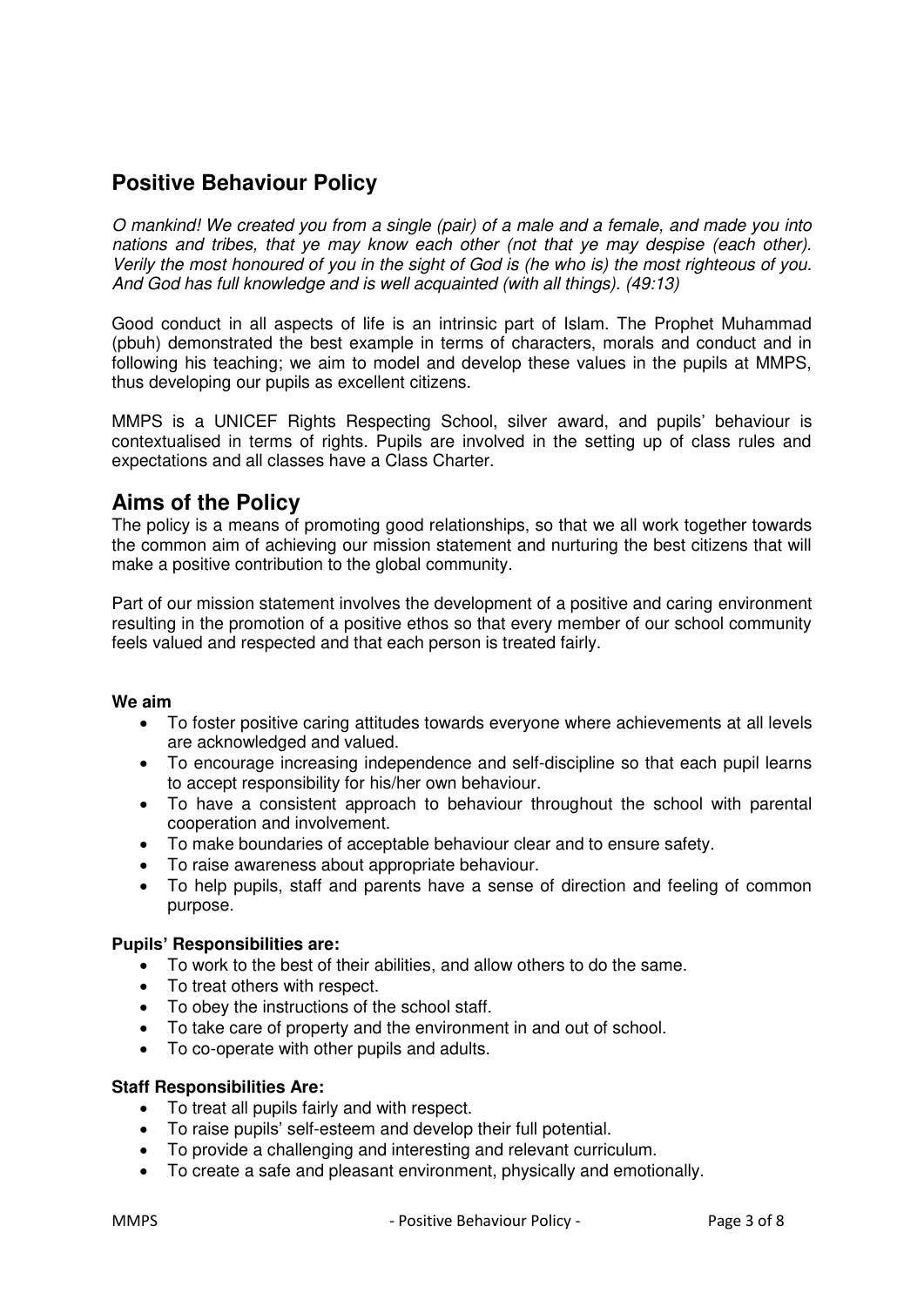## Positive Behaviour Policy

*O mankind! We created you from a single (pair) of a male and a female, and made you into nations and tribes, that ye may know each other (not that ye may despise (each other). Verily the most honoured of you in the sight of God is (he who is) the most righteous of you. And God has full knowledge and is well acquainted (with all things). (49:13)*

Good conduct in all aspects of life is an intrinsic part of Islam. The Prophet Muhammad (pbuh) demonstrated the best example in terms of characters, morals and conduct and in following his teaching; we aim to model and develop these values in the pupils at MMPS, thus developing our pupils as excellent citizens.

MMPS is a UNICEF Rights Respecting School, silver award, and pupils' behaviour is contextualised in terms of rights. Pupils are involved in the setting up of class rules and expectations and all classes have a Class Charter.

## Aims of the Policy

The policy is a means of promoting good relationships, so that we all work together towards the common aim of achieving our mission statement and nurturing the best citizens that will make a positive contribution to the global community.

Part of our mission statement involves the development of a positive and caring environment resulting in the promotion of a positive ethos so that every member of our school community feels valued and respected and that each person is treated fairly.

**We aim**

- To foster positive caring attitudes towards everyone where achievements at all levels are acknowledged and valued.
- To encourage increasing independence and self-discipline so that each pupil learns to accept responsibility for his/her own behaviour.
- To have a consistent approach to behaviour throughout the school with parental cooperation and involvement.
- To make boundaries of acceptable behaviour clear and to ensure safety.
- To raise awareness about appropriate behaviour.
- To help pupils, staff and parents have a sense of direction and feeling of common purpose.

**Pupils' Responsibilities are:**

- To work to the best of their abilities, and allow others to do the same.
- To treat others with respect.
- To obey the instructions of the school staff.
- To take care of property and the environment in and out of school.
- To co-operate with other pupils and adults.

**Staff Responsibilities Are:**

- To treat all pupils fairly and with respect.
- To raise pupils' self-esteem and develop their full potential.
- To provide a challenging and interesting and relevant curriculum.
- To create a safe and pleasant environment, physically and emotionally.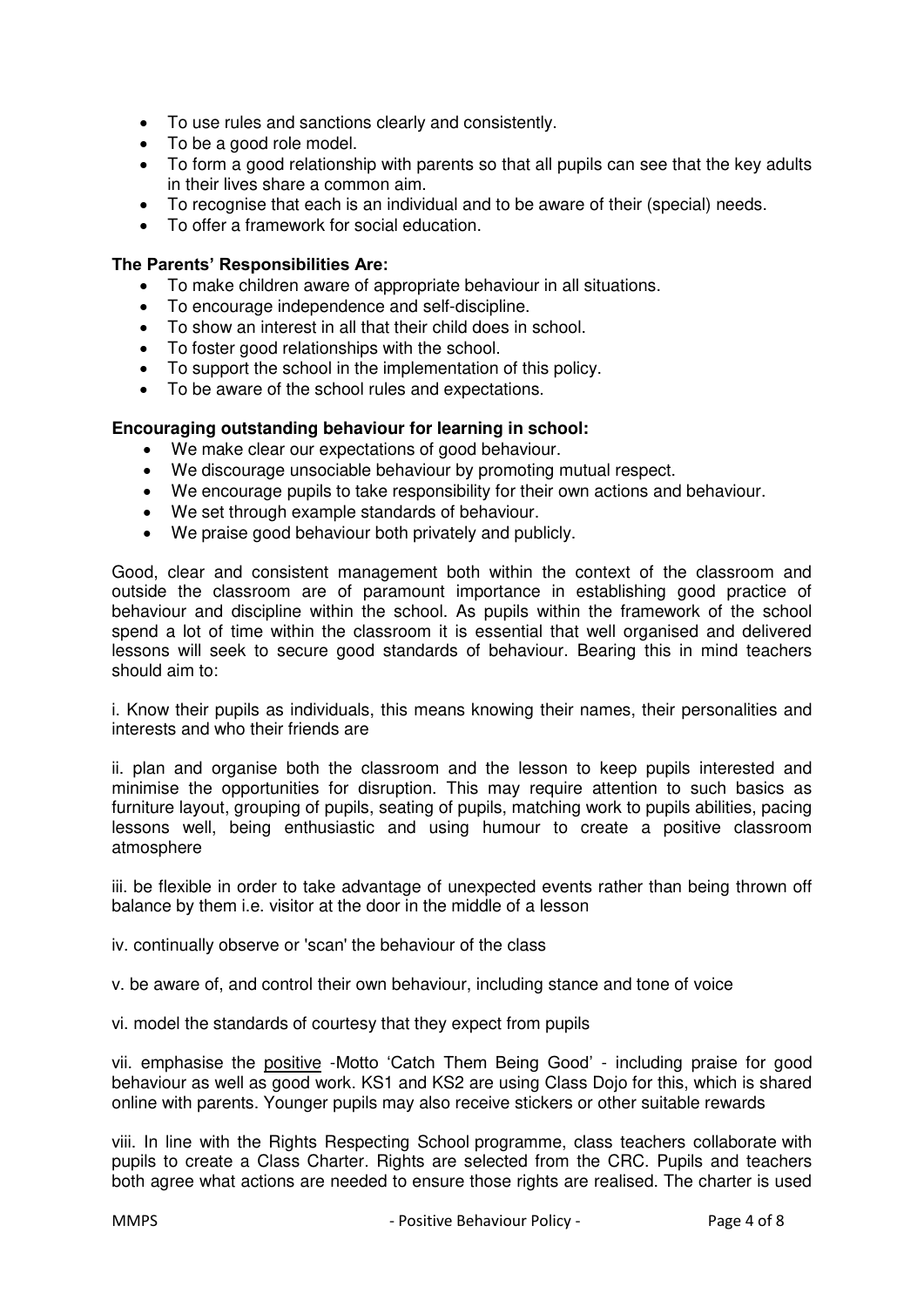- To use rules and sanctions clearly and consistently.
- To be a good role model.
- To form a good relationship with parents so that all pupils can see that the key adults in their lives share a common aim.
- To recognise that each is an individual and to be aware of their (special) needs.
- To offer a framework for social education.

**The Parents' Responsibilities Are:**

- To make children aware of appropriate behaviour in all situations.
- To encourage independence and self-discipline.
- To show an interest in all that their child does in school.
- To foster good relationships with the school.
- To support the school in the implementation of this policy.
- To be aware of the school rules and expectations.

**Encouraging outstanding behaviour for learning in school:**

- We make clear our expectations of good behaviour.
- We discourage unsociable behaviour by promoting mutual respect.
- We encourage pupils to take responsibility for their own actions and behaviour.
- We set through example standards of behaviour.
- We praise good behaviour both privately and publicly.

Good, clear and consistent management both within the context of the classroom and outside the classroom are of paramount importance in establishing good practice of behaviour and discipline within the school. As pupils within the framework of the school spend a lot of time within the classroom it is essential that well organised and delivered lessons will seek to secure good standards of behaviour. Bearing this in mind teachers should aim to:

i. Know their pupils as individuals, this means knowing their names, their personalities and interests and who their friends are

ii. plan and organise both the classroom and the lesson to keep pupils interested and minimise the opportunities for disruption. This may require attention to such basics as furniture layout, grouping of pupils, seating of pupils, matching work to pupils abilities, pacing lessons well, being enthusiastic and using humour to create a positive classroom atmosphere

iii. be flexible in order to take advantage of unexpected events rather than being thrown off balance by them i.e. visitor at the door in the middle of a lesson

iv. continually observe or 'scan' the behaviour of the class

v. be aware of, and control their own behaviour, including stance and tone of voice

vi. model the standards of courtesy that they expect from pupils

vii. emphasise the positive -Motto 'Catch Them Being Good' - including praise for good behaviour as well as good work. KS1 and KS2 are using Class Dojo for this, which is shared online with parents. Younger pupils may also receive stickers or other suitable rewards

viii. In line with the Rights Respecting School programme, class teachers collaborate with pupils to create a Class Charter. Rights are selected from the CRC. Pupils and teachers both agree what actions are needed to ensure those rights are realised. The charter is used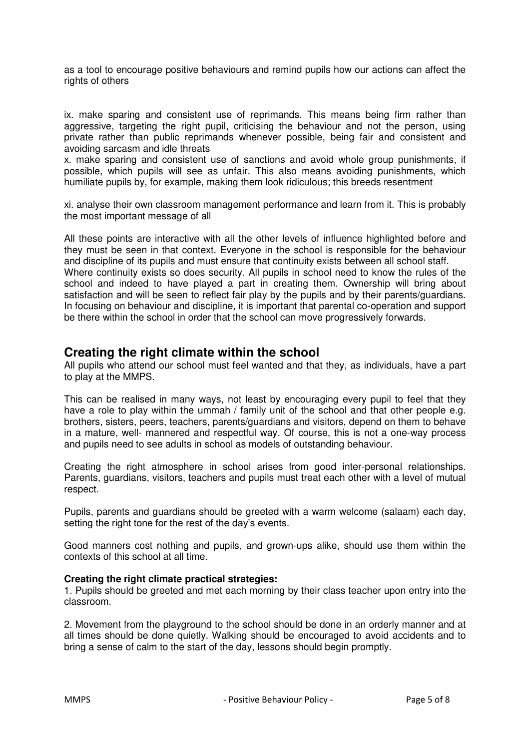as a tool to encourage positive behaviours and remind pupils how our actions can affect the rights of others

ix. make sparing and consistent use of reprimands. This means being firm rather than aggressive, targeting the right pupil, criticising the behaviour and not the person, using private rather than public reprimands whenever possible, being fair and consistent and avoiding sarcasm and idle threats

x. make sparing and consistent use of sanctions and avoid whole group punishments, if possible, which pupils will see as unfair. This also means avoiding punishments, which humiliate pupils by, for example, making them look ridiculous; this breeds resentment

xi. analyse their own classroom management performance and learn from it. This is probably the most important message of all

All these points are interactive with all the other levels of influence highlighted before and they must be seen in that context. Everyone in the school is responsible for the behaviour and discipline of its pupils and must ensure that continuity exists between all school staff. Where continuity exists so does security. All pupils in school need to know the rules of the school and indeed to have played a part in creating them. Ownership will bring about satisfaction and will be seen to reflect fair play by the pupils and by their parents/guardians. In focusing on behaviour and discipline, it is important that parental co-operation and support be there within the school in order that the school can move progressively forwards.

## Creating the right climate within the school

All pupils who attend our school must feel wanted and that they, as individuals, have a part to play at the MMPS.

This can be realised in many ways, not least by encouraging every pupil to feel that they have a role to play within the ummah / family unit of the school and that other people e.g. brothers, sisters, peers, teachers, parents/guardians and visitors, depend on them to behave in a mature, well- mannered and respectful way. Of course, this is not a one-way process and pupils need to see adults in school as models of outstanding behaviour.

Creating the right atmosphere in school arises from good inter-personal relationships. Parents, guardians, visitors, teachers and pupils must treat each other with a level of mutual respect.

Pupils, parents and guardians should be greeted with a warm welcome (salaam) each day, setting the right tone for the rest of the day's events.

Good manners cost nothing and pupils, and grown-ups alike, should use them within the contexts of this school at all time.

**Creating the right climate practical strategies:**

1. Pupils should be greeted and met each morning by their class teacher upon entry into the classroom.

2. Movement from the playground to the school should be done in an orderly manner and at all times should be done quietly. Walking should be encouraged to avoid accidents and to bring a sense of calm to the start of the day, lessons should begin promptly.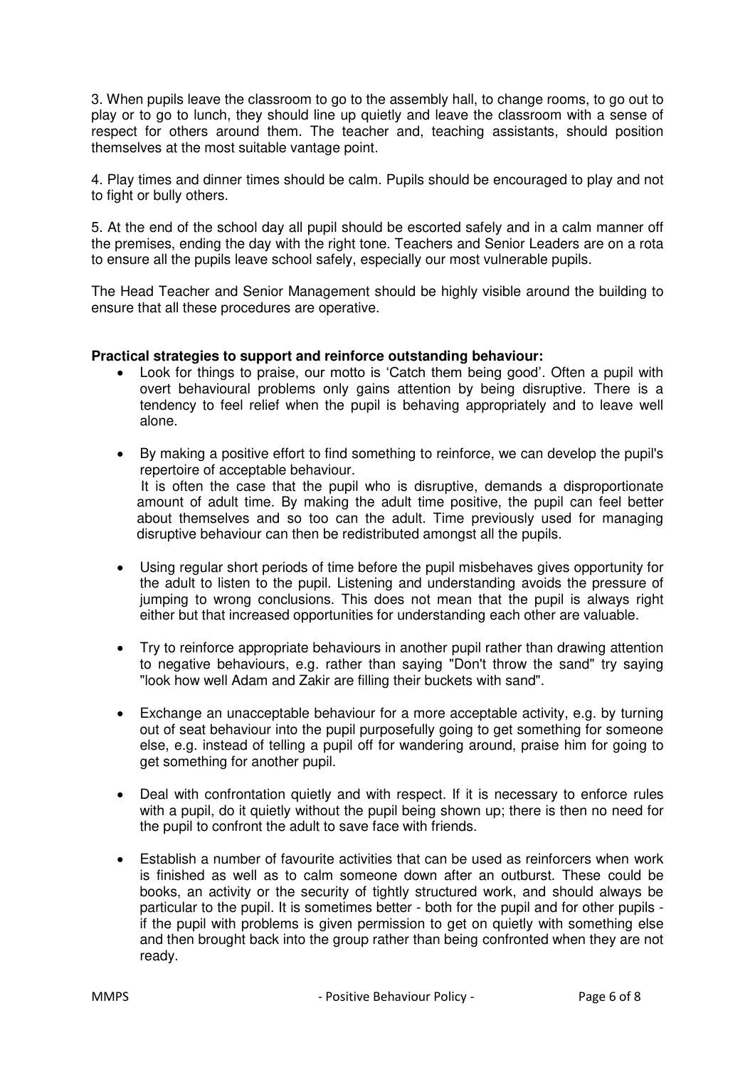3. When pupils leave the classroom to go to the assembly hall, to change rooms, to go out to play or to go to lunch, they should line up quietly and leave the classroom with a sense of respect for others around them. The teacher and, teaching assistants, should position themselves at the most suitable vantage point.

4. Play times and dinner times should be calm. Pupils should be encouraged to play and not to fight or bully others.

5. At the end of the school day all pupil should be escorted safely and in a calm manner off the premises, ending the day with the right tone. Teachers and Senior Leaders are on a rota to ensure all the pupils leave school safely, especially our most vulnerable pupils.

The Head Teacher and Senior Management should be highly visible around the building to ensure that all these procedures are operative.

**Practical strategies to support and reinforce outstanding behaviour:**

- Look for things to praise, our motto is 'Catch them being good'. Often a pupil with overt behavioural problems only gains attention by being disruptive. There is a tendency to feel relief when the pupil is behaving appropriately and to leave well alone.

- By making a positive effort to find something to reinforce, we can develop the pupil's repertoire of acceptable behaviour.
  It is often the case that the pupil who is disruptive, demands a disproportionate amount of adult time. By making the adult time positive, the pupil can feel better about themselves and so too can the adult. Time previously used for managing disruptive behaviour can then be redistributed amongst all the pupils.

- Using regular short periods of time before the pupil misbehaves gives opportunity for the adult to listen to the pupil. Listening and understanding avoids the pressure of jumping to wrong conclusions. This does not mean that the pupil is always right either but that increased opportunities for understanding each other are valuable.

- Try to reinforce appropriate behaviours in another pupil rather than drawing attention to negative behaviours, e.g. rather than saying "Don't throw the sand" try saying "look how well Adam and Zakir are filling their buckets with sand".

- Exchange an unacceptable behaviour for a more acceptable activity, e.g. by turning out of seat behaviour into the pupil purposefully going to get something for someone else, e.g. instead of telling a pupil off for wandering around, praise him for going to get something for another pupil.

- Deal with confrontation quietly and with respect. If it is necessary to enforce rules with a pupil, do it quietly without the pupil being shown up; there is then no need for the pupil to confront the adult to save face with friends.

- Establish a number of favourite activities that can be used as reinforcers when work is finished as well as to calm someone down after an outburst. These could be books, an activity or the security of tightly structured work, and should always be particular to the pupil. It is sometimes better - both for the pupil and for other pupils - if the pupil with problems is given permission to get on quietly with something else and then brought back into the group rather than being confronted when they are not ready.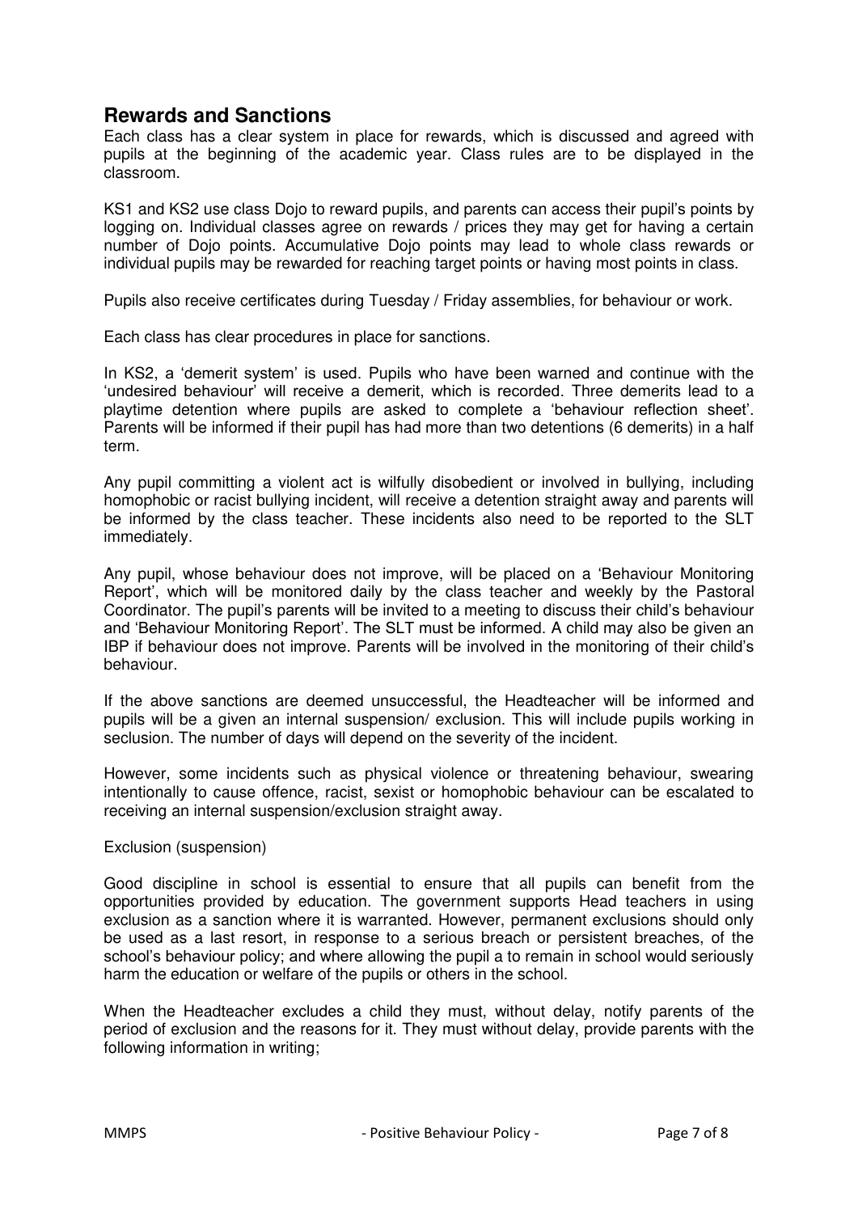## Rewards and Sanctions

Each class has a clear system in place for rewards, which is discussed and agreed with pupils at the beginning of the academic year. Class rules are to be displayed in the classroom.

KS1 and KS2 use class Dojo to reward pupils, and parents can access their pupil's points by logging on. Individual classes agree on rewards / prices they may get for having a certain number of Dojo points. Accumulative Dojo points may lead to whole class rewards or individual pupils may be rewarded for reaching target points or having most points in class.

Pupils also receive certificates during Tuesday / Friday assemblies, for behaviour or work.

Each class has clear procedures in place for sanctions.

In KS2, a 'demerit system' is used. Pupils who have been warned and continue with the 'undesired behaviour' will receive a demerit, which is recorded. Three demerits lead to a playtime detention where pupils are asked to complete a 'behaviour reflection sheet'. Parents will be informed if their pupil has had more than two detentions (6 demerits) in a half term.

Any pupil committing a violent act is wilfully disobedient or involved in bullying, including homophobic or racist bullying incident, will receive a detention straight away and parents will be informed by the class teacher. These incidents also need to be reported to the SLT immediately.

Any pupil, whose behaviour does not improve, will be placed on a 'Behaviour Monitoring Report', which will be monitored daily by the class teacher and weekly by the Pastoral Coordinator. The pupil's parents will be invited to a meeting to discuss their child's behaviour and 'Behaviour Monitoring Report'. The SLT must be informed. A child may also be given an IBP if behaviour does not improve. Parents will be involved in the monitoring of their child's behaviour.

If the above sanctions are deemed unsuccessful, the Headteacher will be informed and pupils will be a given an internal suspension/ exclusion. This will include pupils working in seclusion. The number of days will depend on the severity of the incident.

However, some incidents such as physical violence or threatening behaviour, swearing intentionally to cause offence, racist, sexist or homophobic behaviour can be escalated to receiving an internal suspension/exclusion straight away.

Exclusion (suspension)

Good discipline in school is essential to ensure that all pupils can benefit from the opportunities provided by education. The government supports Head teachers in using exclusion as a sanction where it is warranted. However, permanent exclusions should only be used as a last resort, in response to a serious breach or persistent breaches, of the school's behaviour policy; and where allowing the pupil a to remain in school would seriously harm the education or welfare of the pupils or others in the school.

When the Headteacher excludes a child they must, without delay, notify parents of the period of exclusion and the reasons for it. They must without delay, provide parents with the following information in writing;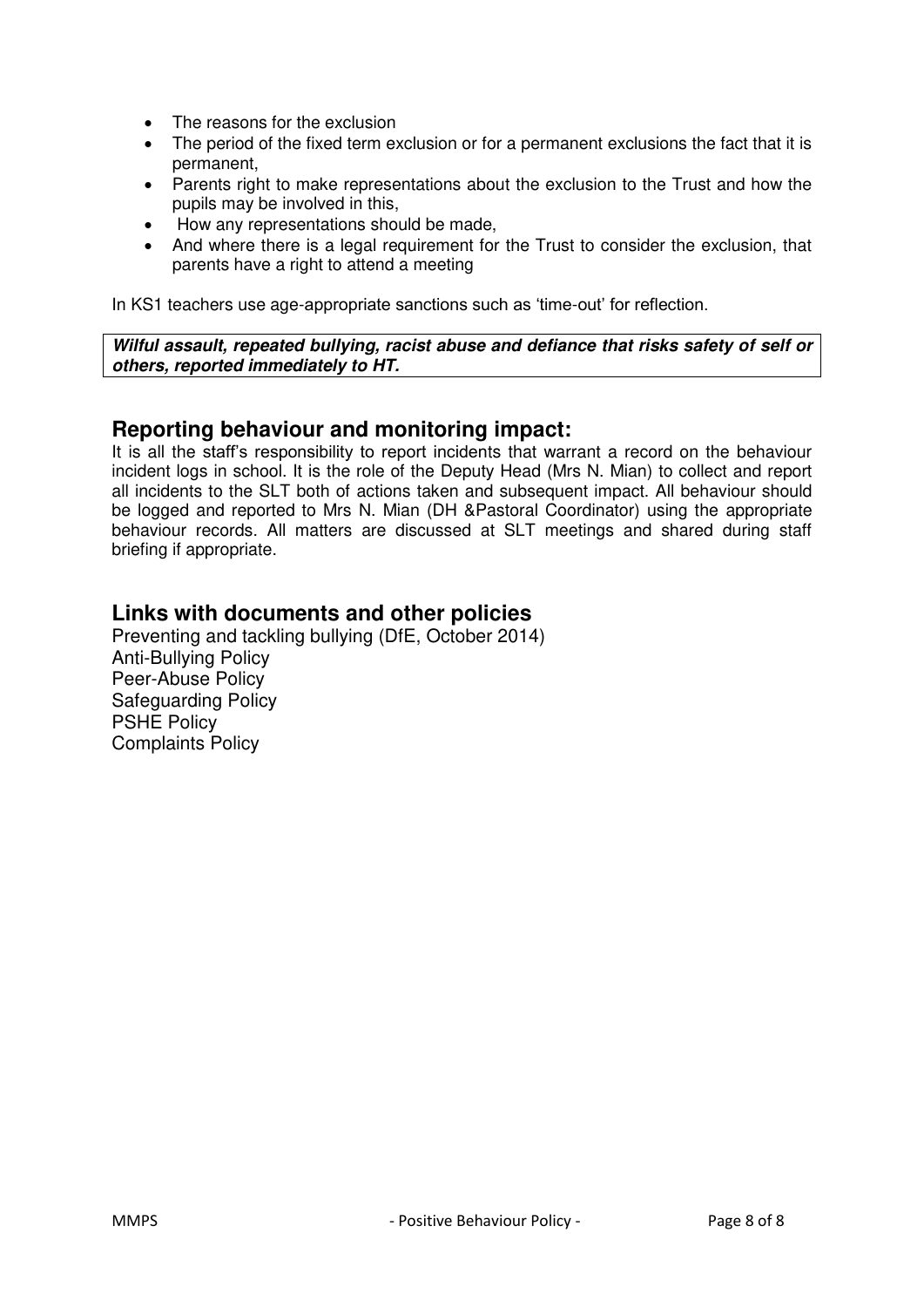- The reasons for the exclusion
- The period of the fixed term exclusion or for a permanent exclusions the fact that it is permanent,
- Parents right to make representations about the exclusion to the Trust and how the pupils may be involved in this,
- How any representations should be made,
- And where there is a legal requirement for the Trust to consider the exclusion, that parents have a right to attend a meeting

In KS1 teachers use age-appropriate sanctions such as 'time-out' for reflection.

***Wilful assault, repeated bullying, racist abuse and defiance that risks safety of self or others, reported immediately to HT.***

## Reporting behaviour and monitoring impact:

It is all the staff's responsibility to report incidents that warrant a record on the behaviour incident logs in school. It is the role of the Deputy Head (Mrs N. Mian) to collect and report all incidents to the SLT both of actions taken and subsequent impact. All behaviour should be logged and reported to Mrs N. Mian (DH &Pastoral Coordinator) using the appropriate behaviour records. All matters are discussed at SLT meetings and shared during staff briefing if appropriate.

## Links with documents and other policies

Preventing and tackling bullying (DfE, October 2014)
Anti-Bullying Policy
Peer-Abuse Policy
Safeguarding Policy
PSHE Policy
Complaints Policy